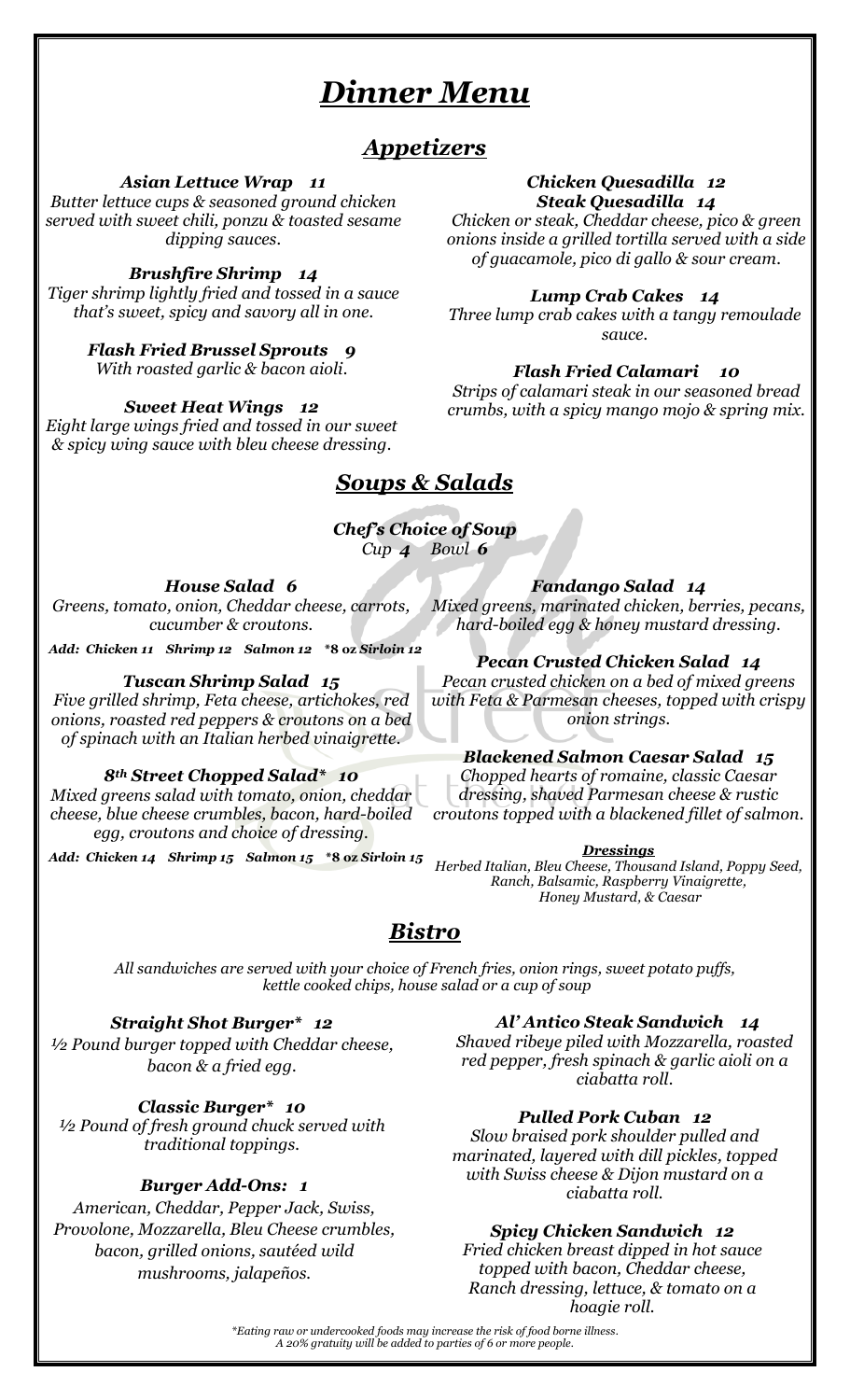# *Dinner Menu*

## *Appetizers*

***Asian Lettuce Wrap 11***
*Butter lettuce cups & seasoned ground chicken served with sweet chili, ponzu & toasted sesame dipping sauces.*

***Brushfire Shrimp 14***
*Tiger shrimp lightly fried and tossed in a sauce that's sweet, spicy and savory all in one.*

***Flash Fried Brussel Sprouts 9***
*With roasted garlic & bacon aioli.*

***Sweet Heat Wings 12***
*Eight large wings fried and tossed in our sweet & spicy wing sauce with bleu cheese dressing.*

***Chicken Quesadilla 12***
***Steak Quesadilla 14***
*Chicken or steak, Cheddar cheese, pico & green onions inside a grilled tortilla served with a side of guacamole, pico di gallo & sour cream.*

***Lump Crab Cakes 14***
*Three lump crab cakes with a tangy remoulade sauce.*

***Flash Fried Calamari 10***
*Strips of calamari steak in our seasoned bread crumbs, with a spicy mango mojo & spring mix.*

## *Soups & Salads*

***Chef's Choice of Soup***
*Cup **4** Bowl **6***

***House Salad 6***
*Greens, tomato, onion, Cheddar cheese, carrots, cucumber & croutons.*

***Add: Chicken 11 Shrimp 12 Salmon 12 \*8 oz Sirloin 12***

***Tuscan Shrimp Salad 15***
*Five grilled shrimp, Feta cheese, artichokes, red onions, roasted red peppers & croutons on a bed of spinach with an Italian herbed vinaigrette.*

***8th Street Chopped Salad\* 10***
*Mixed greens salad with tomato, onion, cheddar cheese, blue cheese crumbles, bacon, hard-boiled egg, croutons and choice of dressing.*

***Add: Chicken 14 Shrimp 15 Salmon 15 \*8 oz Sirloin 15***

***Fandango Salad 14***
*Mixed greens, marinated chicken, berries, pecans, hard-boiled egg & honey mustard dressing.*

***Pecan Crusted Chicken Salad 14***
*Pecan crusted chicken on a bed of mixed greens with Feta & Parmesan cheeses, topped with crispy onion strings.*

***Blackened Salmon Caesar Salad 15***
*Chopped hearts of romaine, classic Caesar dressing, shaved Parmesan cheese & rustic croutons topped with a blackened fillet of salmon.*

***Dressings***
*Herbed Italian, Bleu Cheese, Thousand Island, Poppy Seed, Ranch, Balsamic, Raspberry Vinaigrette, Honey Mustard, & Caesar*

## *Bistro*

*All sandwiches are served with your choice of French fries, onion rings, sweet potato puffs, kettle cooked chips, house salad or a cup of soup*

***Straight Shot Burger\* 12***
*½ Pound burger topped with Cheddar cheese, bacon & a fried egg.*

***Classic Burger\* 10***
*½ Pound of fresh ground chuck served with traditional toppings.*

***Burger Add-Ons: 1***
*American, Cheddar, Pepper Jack, Swiss, Provolone, Mozzarella, Bleu Cheese crumbles, bacon, grilled onions, sautéed wild mushrooms, jalapeños.*

***Al' Antico Steak Sandwich 14***
*Shaved ribeye piled with Mozzarella, roasted red pepper, fresh spinach & garlic aioli on a ciabatta roll.*

***Pulled Pork Cuban 12***
*Slow braised pork shoulder pulled and marinated, layered with dill pickles, topped with Swiss cheese & Dijon mustard on a ciabatta roll.*

***Spicy Chicken Sandwich 12***
*Fried chicken breast dipped in hot sauce topped with bacon, Cheddar cheese, Ranch dressing, lettuce, & tomato on a hoagie roll.*

*\*Eating raw or undercooked foods may increase the risk of food borne illness.*
*A 20% gratuity will be added to parties of 6 or more people.*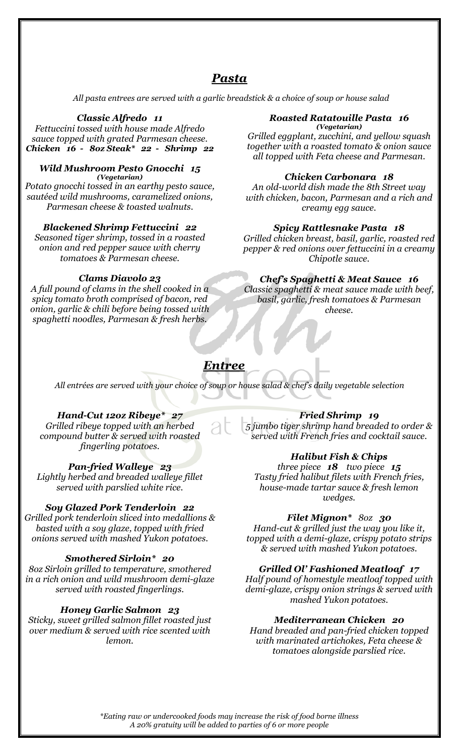## *Pasta*

*All pasta entrees are served with a garlic breadstick & a choice of soup or house salad*

### *Classic Alfredo 11*

*Fettuccini tossed with house made Alfredo sauce topped with grated Parmesan cheese.*

***Chicken 16 - 8oz Steak* 22 - Shrimp 22***

### *Wild Mushroom Pesto Gnocchi 15*

*(Vegetarian)*

*Potato gnocchi tossed in an earthy pesto sauce, sautéed wild mushrooms, caramelized onions, Parmesan cheese & toasted walnuts.*

### *Blackened Shrimp Fettuccini 22*

*Seasoned tiger shrimp, tossed in a roasted onion and red pepper sauce with cherry tomatoes & Parmesan cheese.*

### *Clams Diavolo 23*

*A full pound of clams in the shell cooked in a spicy tomato broth comprised of bacon, red onion, garlic & chili before being tossed with spaghetti noodles, Parmesan & fresh herbs.*

### *Roasted Ratatouille Pasta 16*

*(Vegetarian)*

*Grilled eggplant, zucchini, and yellow squash together with a roasted tomato & onion sauce all topped with Feta cheese and Parmesan.*

### *Chicken Carbonara 18*

*An old-world dish made the 8th Street way with chicken, bacon, Parmesan and a rich and creamy egg sauce.*

### *Spicy Rattlesnake Pasta 18*

*Grilled chicken breast, basil, garlic, roasted red pepper & red onions over fettuccini in a creamy Chipotle sauce.*

### *Chef's Spaghetti & Meat Sauce 16*

*Classic spaghetti & meat sauce made with beef, basil, garlic, fresh tomatoes & Parmesan cheese.*

## *Entree*

*All entrées are served with your choice of soup or house salad & chef's daily vegetable selection*

### *Hand-Cut 12oz Ribeye* 27*

*Grilled ribeye topped with an herbed compound butter & served with roasted fingerling potatoes.*

### *Pan-fried Walleye 23*

*Lightly herbed and breaded walleye fillet served with parslied white rice.*

### *Soy Glazed Pork Tenderloin 22*

*Grilled pork tenderloin sliced into medallions & basted with a soy glaze, topped with fried onions served with mashed Yukon potatoes.*

### *Smothered Sirloin* 20*

*8oz Sirloin grilled to temperature, smothered in a rich onion and wild mushroom demi-glaze served with roasted fingerlings.*

### *Honey Garlic Salmon 23*

*Sticky, sweet grilled salmon fillet roasted just over medium & served with rice scented with lemon.*

### *Fried Shrimp 19*

*5 jumbo tiger shrimp hand breaded to order & served with French fries and cocktail sauce.*

### *Halibut Fish & Chips*

*three piece **18** two piece **15***

*Tasty fried halibut filets with French fries, house-made tartar sauce & fresh lemon wedges.*

### *Filet Mignon* 8oz 30*

*Hand-cut & grilled just the way you like it, topped with a demi-glaze, crispy potato strips & served with mashed Yukon potatoes.*

### *Grilled Ol' Fashioned Meatloaf 17*

*Half pound of homestyle meatloaf topped with demi-glaze, crispy onion strings & served with mashed Yukon potatoes.*

### *Mediterranean Chicken 20*

*Hand breaded and pan-fried chicken topped with marinated artichokes, Feta cheese & tomatoes alongside parslied rice.*

*\*Eating raw or undercooked foods may increase the risk of food borne illness*
*A 20% gratuity will be added to parties of 6 or more people*